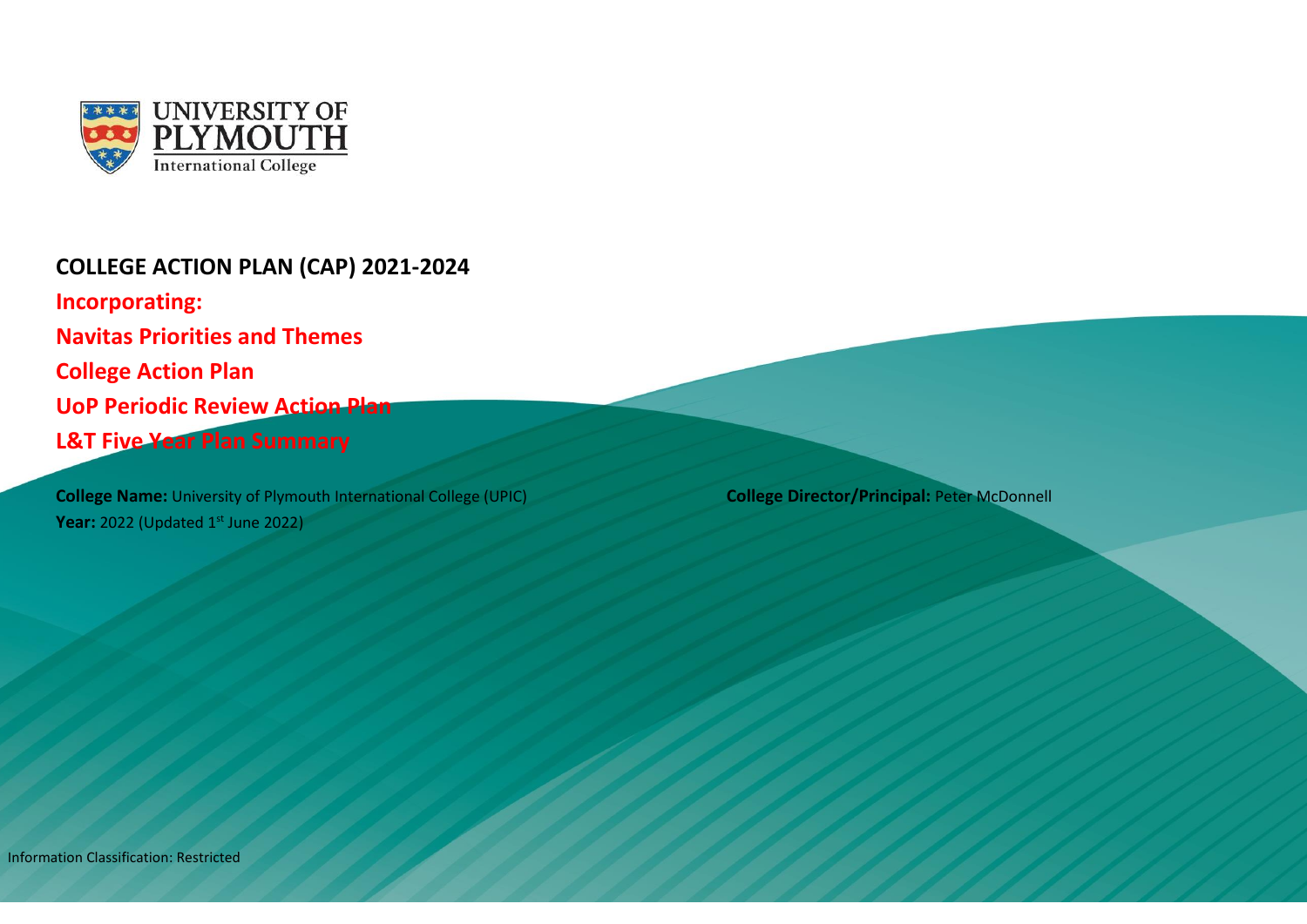UNIVERSITY OF PLYMOUTH
International College

# COLLEGE ACTION PLAN (CAP) 2021-2024

**Incorporating:**

**Navitas Priorities and Themes**

**College Action Plan**

**UoP Periodic Review Action Plan**

**L&T Five Year Plan Summary**

**College Name:** University of Plymouth International College (UPIC)

**Year:** 2022 (Updated 1st June 2022)

**College Director/Principal:** Peter McDonnell

Information Classification: Restricted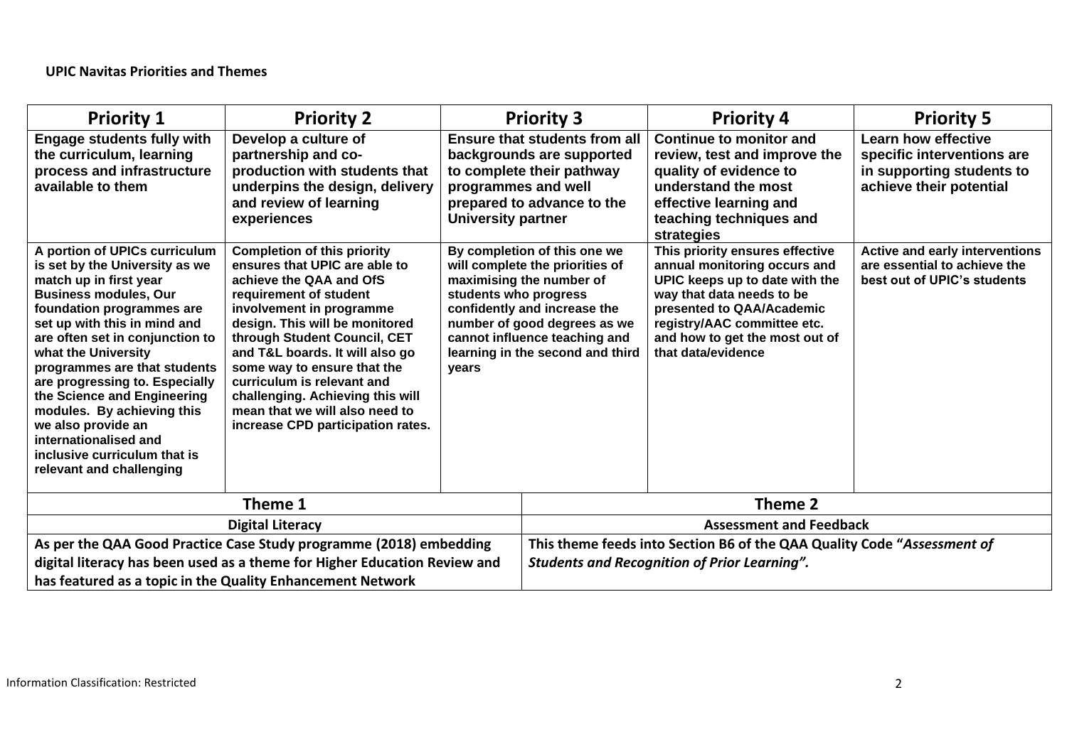**UPIC Navitas Priorities and Themes**

| Priority 1 | Priority 2 | Priority 3 | Priority 4 | Priority 5 |
|---|---|---|---|---|
| **Engage students fully with the curriculum, learning process and infrastructure available to them** | **Develop a culture of partnership and co-production with students that underpins the design, delivery and review of learning experiences** | **Ensure that students from all backgrounds are supported to complete their pathway programmes and well prepared to advance to the University partner** | **Continue to monitor and review, test and improve the quality of evidence to understand the most effective learning and teaching techniques and strategies** | **Learn how effective specific interventions are in supporting students to achieve their potential** |
| **A portion of UPICs curriculum is set by the University as we match up in first year Business modules, Our foundation programmes are set up with this in mind and are often set in conjunction to what the University programmes are that students are progressing to. Especially the Science and Engineering modules. By achieving this we also provide an internationalised and inclusive curriculum that is relevant and challenging** | **Completion of this priority ensures that UPIC are able to achieve the QAA and OfS requirement of student involvement in programme design. This will be monitored through Student Council, CET and T&L boards. It will also go some way to ensure that the curriculum is relevant and challenging. Achieving this will mean that we will also need to increase CPD participation rates.** | **By completion of this one we will complete the priorities of maximising the number of students who progress confidently and increase the number of good degrees as we cannot influence teaching and learning in the second and third years** | **This priority ensures effective annual monitoring occurs and UPIC keeps up to date with the way that data needs to be presented to QAA/Academic registry/AAC committee etc. and how to get the most out of that data/evidence** | **Active and early interventions are essential to achieve the best out of UPIC's students** |

| Theme 1 | Theme 2 |
|---|---|
| **Digital Literacy** | **Assessment and Feedback** |
| **As per the QAA Good Practice Case Study programme (2018) embedding digital literacy has been used as a theme for Higher Education Review and has featured as a topic in the Quality Enhancement Network** | **This theme feeds into Section B6 of the QAA Quality Code "*Assessment of Students and Recognition of Prior Learning*".** |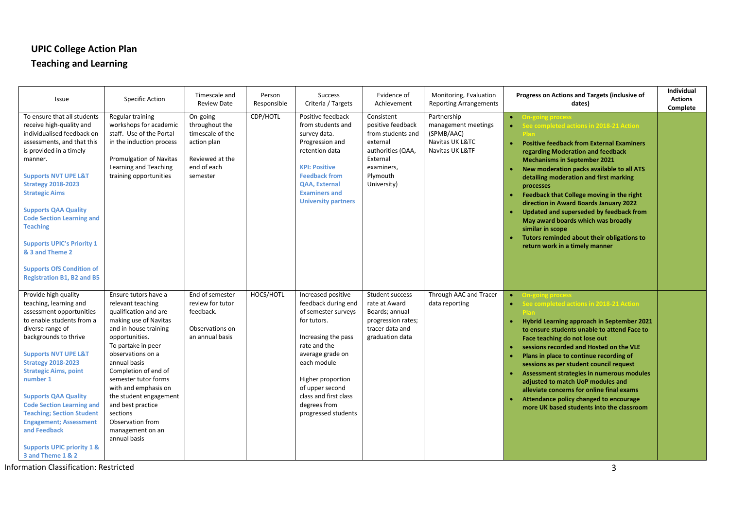## UPIC College Action Plan

## Teaching and Learning

| Issue | Specific Action | Timescale and Review Date | Person Responsible | Success Criteria / Targets | Evidence of Achievement | Monitoring, Evaluation Reporting Arrangements | Progress on Actions and Targets (inclusive of dates) | Individual Actions Complete |
|---|---|---|---|---|---|---|---|---|
| To ensure that all students receive high-quality and individualised feedback on assessments, and that this is provided in a timely manner.<br><br>**Supports NVT UPE L&T Strategy 2018-2023 Strategic Aims**<br><br>**Supports QAA Quality Code Section Learning and Teaching**<br><br>**Supports UPIC's Priority 1 & 3 and Theme 2**<br><br>**Supports OfS Condition of Registration B1, B2 and B5** | Regular training workshops for academic staff. Use of the Portal in the induction process<br><br>Promulgation of Navitas Learning and Teaching training opportunities | On-going throughout the timescale of the action plan<br><br>Reviewed at the end of each semester | CDP/HOTL | Positive feedback from students and survey data. Progression and retention data<br><br>**KPI: Positive Feedback from QAA, External Examiners and University partners** | Consistent positive feedback from students and external authorities (QAA, External examiners, Plymouth University) | Partnership management meetings (SPMB/AAC)<br>Navitas UK L&TC<br>Navitas UK L&TF | • **On-going process**<br>• **See completed actions in 2018-21 Action Plan**<br>• **Positive feedback from External Examiners regarding Moderation and feedback Mechanisms in September 2021**<br>• **New moderation packs available to all ATS detailing moderation and first marking processes**<br>• **Feedback that College moving in the right direction in Award Boards January 2022**<br>• **Updated and superseded by feedback from May award boards which was broadly similar in scope**<br>• **Tutors reminded about their obligations to return work in a timely manner** | |
| Provide high quality teaching, learning and assessment opportunities to enable students from a diverse range of backgrounds to thrive<br><br>**Supports NVT UPE L&T Strategy 2018-2023 Strategic Aims, point number 1**<br><br>**Supports QAA Quality Code Section Learning and Teaching; Section Student Engagement; Assessment and Feedback**<br><br>**Supports UPIC priority 1 & 3 and Theme 1 & 2** | Ensure tutors have a relevant teaching qualification and are making use of Navitas and in house training opportunities.<br>To partake in peer observations on a annual basis<br>Completion of end of semester tutor forms with and emphasis on the student engagement and best practice sections<br>Observation from management on an annual basis | End of semester review for tutor feedback.<br><br>Observations on an annual basis | HOCS/HOTL | Increased positive feedback during end of semester surveys for tutors.<br><br>Increasing the pass rate and the average grade on each module<br><br>Higher proportion of upper second class and first class degrees from progressed students | Student success rate at Award Boards; annual progression rates; tracer data and graduation data | Through AAC and Tracer data reporting | • **On-going process**<br>• **See completed actions in 2018-21 Action Plan**<br>• **Hybrid Learning approach in September 2021 to ensure students unable to attend Face to Face teaching do not lose out**<br>• **sessions recorded and Hosted on the VLE**<br>• **Plans in place to continue recording of sessions as per student council request**<br>• **Assessment strategies in numerous modules adjusted to match UoP modules and alleviate concerns for online final exams**<br>• **Attendance policy changed to encourage more UK based students into the classroom** | |

Information Classification: Restricted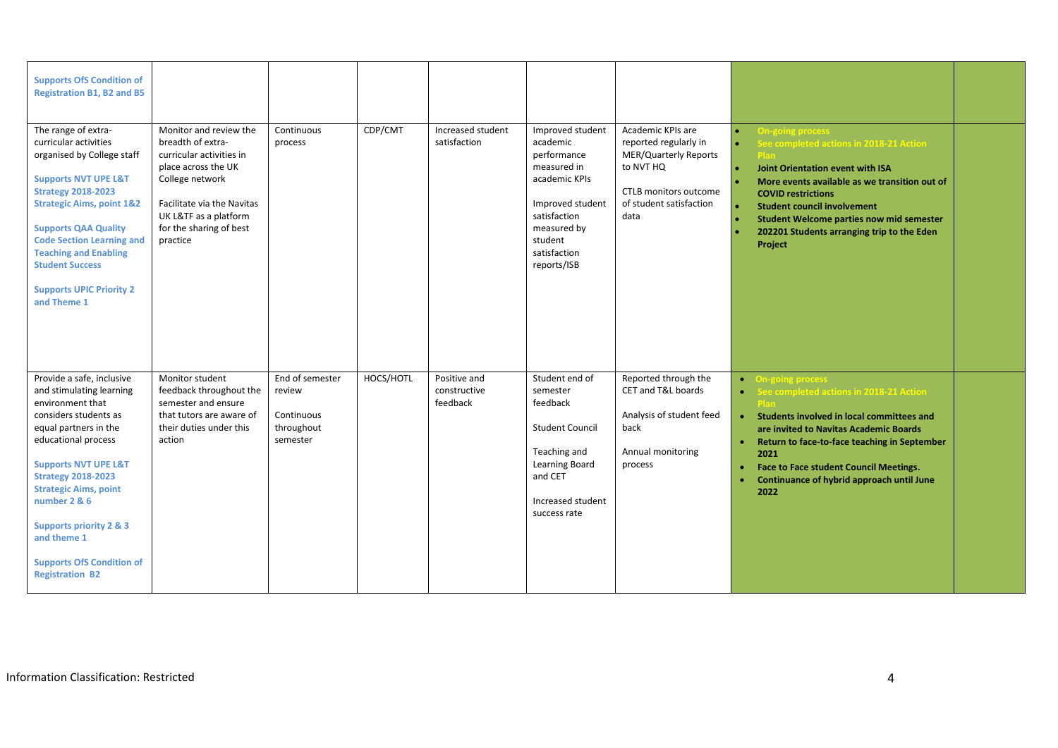| | | | | | | | | |
|---|---|---|---|---|---|---|---|---|
| **Supports OfS Condition of Registration B1, B2 and B5** | | | | | | | | |
| The range of extra-curricular activities organised by College staff<br><br>**Supports NVT UPE L&T Strategy 2018-2023 Strategic Aims, point 1&2**<br><br>**Supports QAA Quality Code Section Learning and Teaching and Enabling Student Success**<br><br>**Supports UPIC Priority 2 and Theme 1** | Monitor and review the breadth of extra-curricular activities in place across the UK College network<br><br>Facilitate via the Navitas UK L&TF as a platform for the sharing of best practice | Continuous process | CDP/CMT | Increased student satisfaction | Improved student academic performance measured in academic KPIs<br><br>Improved student satisfaction measured by student satisfaction reports/ISB | Academic KPIs are reported regularly in MER/Quarterly Reports to NVT HQ<br><br>CTLB monitors outcome of student satisfaction data | • **On-going process**<br>• **See completed actions in 2018-21 Action Plan**<br>• **Joint Orientation event with ISA**<br>• **More events available as we transition out of COVID restrictions**<br>• **Student council involvement**<br>• **Student Welcome parties now mid semester**<br>• **202201 Students arranging trip to the Eden Project** | |
| Provide a safe, inclusive and stimulating learning environment that considers students as equal partners in the educational process<br><br>**Supports NVT UPE L&T Strategy 2018-2023 Strategic Aims, point number 2 & 6**<br><br>**Supports priority 2 & 3 and theme 1**<br><br>**Supports OfS Condition of Registration B2** | Monitor student feedback throughout the semester and ensure that tutors are aware of their duties under this action | End of semester review<br><br>Continuous throughout semester | HOCS/HOTL | Positive and constructive feedback | Student end of semester feedback<br><br>Student Council<br><br>Teaching and Learning Board and CET<br><br>Increased student success rate | Reported through the CET and T&L boards<br><br>Analysis of student feed back<br><br>Annual monitoring process | • **On-going process**<br>• **See completed actions in 2018-21 Action Plan**<br>• **Students involved in local committees and are invited to Navitas Academic Boards**<br>• **Return to face-to-face teaching in September 2021**<br>• **Face to Face student Council Meetings.**<br>• **Continuance of hybrid approach until June 2022** | |

Information Classification: Restricted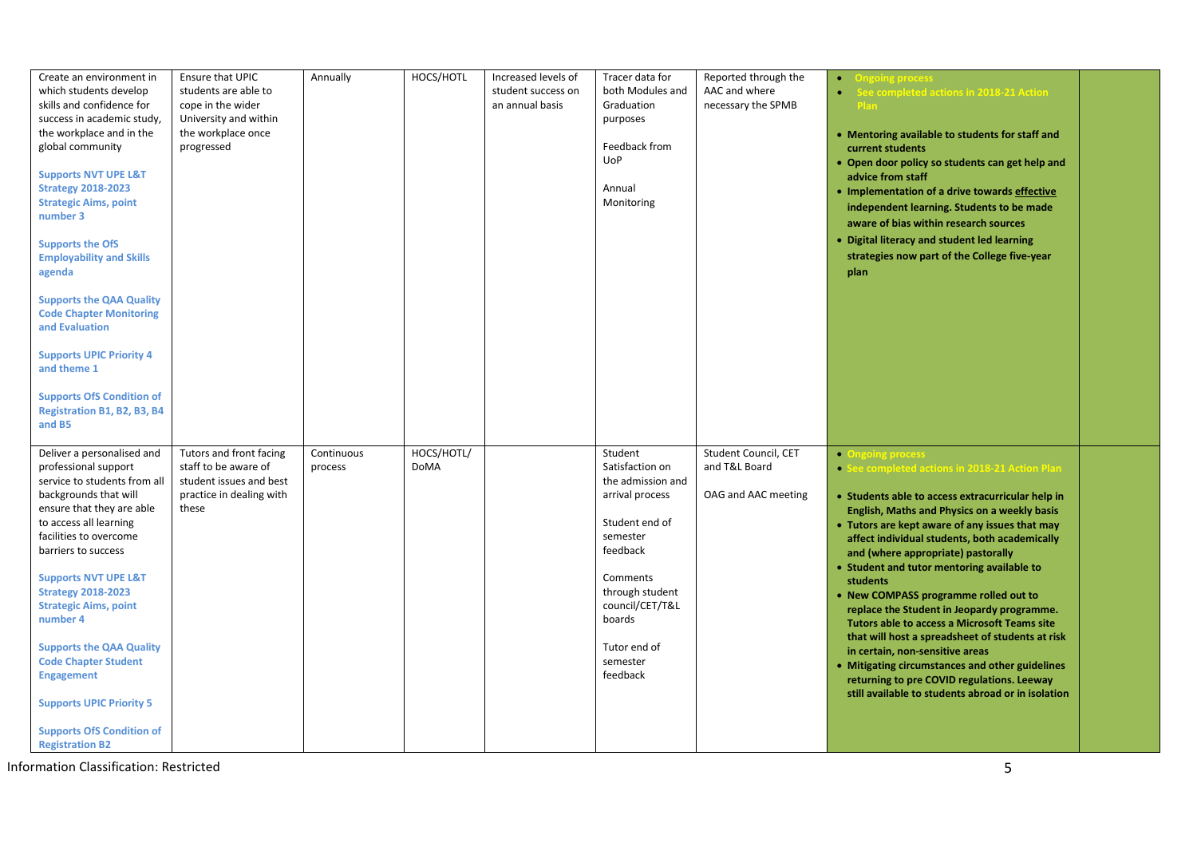| | | | | | | | | |
|---|---|---|---|---|---|---|---|---|
| Create an environment in which students develop skills and confidence for success in academic study, the workplace and in the global community<br><br>**Supports NVT UPE L&T Strategy 2018-2023 Strategic Aims, point number 3**<br><br>**Supports the OfS Employability and Skills agenda**<br><br>**Supports the QAA Quality Code Chapter Monitoring and Evaluation**<br><br>**Supports UPIC Priority 4 and theme 1**<br><br>**Supports OfS Condition of Registration B1, B2, B3, B4 and B5** | Ensure that UPIC students are able to cope in the wider University and within the workplace once progressed | Annually | HOCS/HOTL | Increased levels of student success on an annual basis | Tracer data for both Modules and Graduation purposes<br><br>Feedback from UoP<br><br>Annual Monitoring | Reported through the AAC and where necessary the SPMB | • **Ongoing process**<br>• **See completed actions in 2018-21 Action Plan**<br><br>• **Mentoring available to students for staff and current students**<br>• **Open door policy so students can get help and advice from staff**<br>• **Implementation of a drive towards effective independent learning. Students to be made aware of bias within research sources**<br>• **Digital literacy and student led learning strategies now part of the College five-year plan** | |
| Deliver a personalised and professional support service to students from all backgrounds that will ensure that they are able to access all learning facilities to overcome barriers to success<br><br>**Supports NVT UPE L&T Strategy 2018-2023 Strategic Aims, point number 4**<br><br>**Supports the QAA Quality Code Chapter Student Engagement**<br><br>**Supports UPIC Priority 5**<br><br>**Supports OfS Condition of Registration B2** | Tutors and front facing staff to be aware of student issues and best practice in dealing with these | Continuous process | HOCS/HOTL/ DoMA | | Student Satisfaction on the admission and arrival process<br><br>Student end of semester feedback<br><br>Comments through student council/CET/T&L boards<br><br>Tutor end of semester feedback | Student Council, CET and T&L Board<br><br>OAG and AAC meeting | • **Ongoing process**<br>• **See completed actions in 2018-21 Action Plan**<br><br>• **Students able to access extracurricular help in English, Maths and Physics on a weekly basis**<br>• **Tutors are kept aware of any issues that may affect individual students, both academically and (where appropriate) pastorally**<br>• **Student and tutor mentoring available to students**<br>• **New COMPASS programme rolled out to replace the Student in Jeopardy programme. Tutors able to access a Microsoft Teams site that will host a spreadsheet of students at risk in certain, non-sensitive areas**<br>• **Mitigating circumstances and other guidelines returning to pre COVID regulations. Leeway still available to students abroad or in isolation** | |

Information Classification: Restricted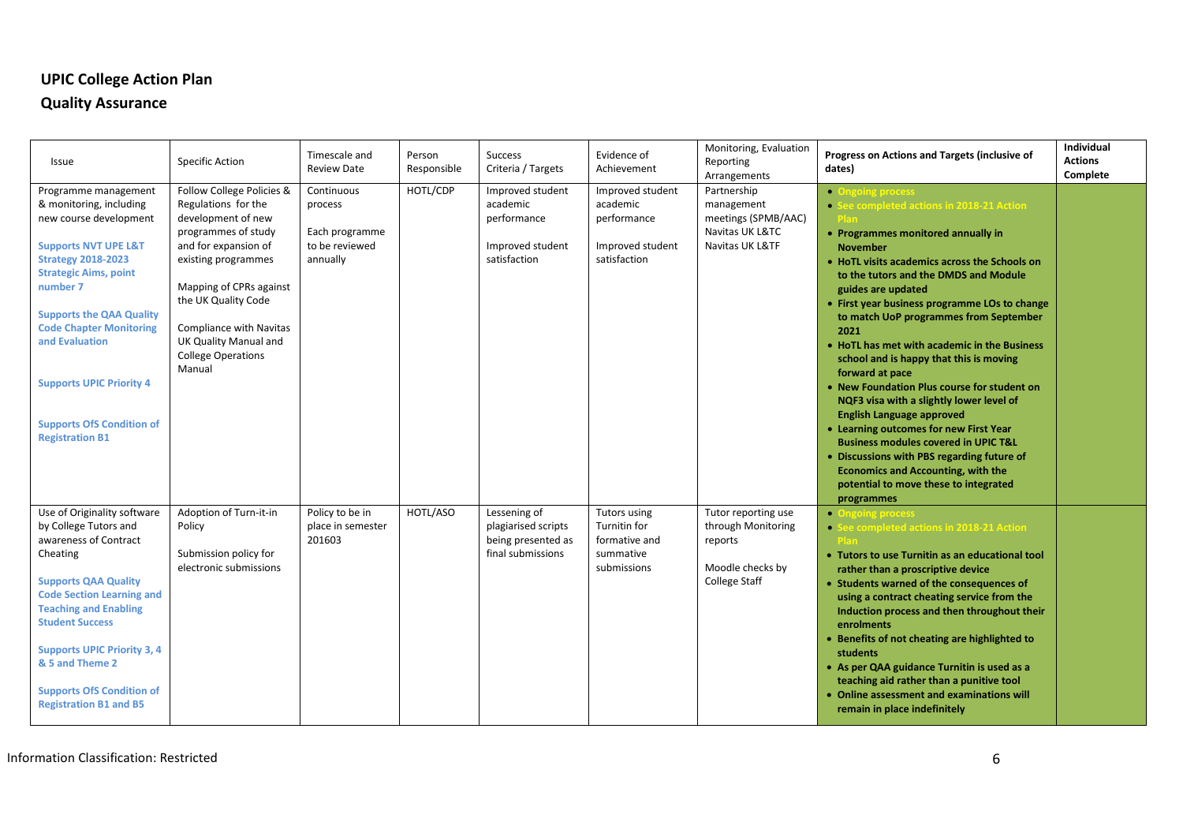## UPIC College Action Plan

## Quality Assurance

| Issue | Specific Action | Timescale and Review Date | Person Responsible | Success Criteria / Targets | Evidence of Achievement | Monitoring, Evaluation Reporting Arrangements | **Progress on Actions and Targets (inclusive of dates)** | **Individual Actions Complete** |
|---|---|---|---|---|---|---|---|---|
| Programme management & monitoring, including new course development<br><br>**Supports NVT UPE L&T Strategy 2018-2023 Strategic Aims, point number 7**<br><br>**Supports the QAA Quality Code Chapter Monitoring and Evaluation**<br><br>**Supports UPIC Priority 4**<br><br>**Supports OfS Condition of Registration B1** | Follow College Policies & Regulations for the development of new programmes of study and for expansion of existing programmes<br><br>Mapping of CPRs against the UK Quality Code<br><br>Compliance with Navitas UK Quality Manual and College Operations Manual | Continuous process<br><br>Each programme to be reviewed annually | HOTL/CDP | Improved student academic performance<br><br>Improved student satisfaction | Improved student academic performance<br><br>Improved student satisfaction | Partnership management meetings (SPMB/AAC) Navitas UK L&TC Navitas UK L&TF | • **Ongoing process**<br>• **See completed actions in 2018-21 Action Plan**<br>• **Programmes monitored annually in November**<br>• **HoTL visits academics across the Schools on to the tutors and the DMDS and Module guides are updated**<br>• **First year business programme LOs to change to match UoP programmes from September 2021**<br>• **HoTL has met with academic in the Business school and is happy that this is moving forward at pace**<br>• **New Foundation Plus course for student on NQF3 visa with a slightly lower level of English Language approved**<br>• **Learning outcomes for new First Year Business modules covered in UPIC T&L**<br>• **Discussions with PBS regarding future of Economics and Accounting, with the potential to move these to integrated programmes** | |
| Use of Originality software by College Tutors and awareness of Contract Cheating<br><br>**Supports QAA Quality Code Section Learning and Teaching and Enabling Student Success**<br><br>**Supports UPIC Priority 3, 4 & 5 and Theme 2**<br><br>**Supports OfS Condition of Registration B1 and B5** | Adoption of Turn-it-in Policy<br><br>Submission policy for electronic submissions | Policy to be in place in semester 201603 | HOTL/ASO | Lessening of plagiarised scripts being presented as final submissions | Tutors using Turnitin for formative and summative submissions | Tutor reporting use through Monitoring reports<br><br>Moodle checks by College Staff | • **Ongoing process**<br>• **See completed actions in 2018-21 Action Plan**<br>• **Tutors to use Turnitin as an educational tool rather than a proscriptive device**<br>• **Students warned of the consequences of using a contract cheating service from the Induction process and then throughout their enrolments**<br>• **Benefits of not cheating are highlighted to students**<br>• **As per QAA guidance Turnitin is used as a teaching aid rather than a punitive tool**<br>• **Online assessment and examinations will remain in place indefinitely** | |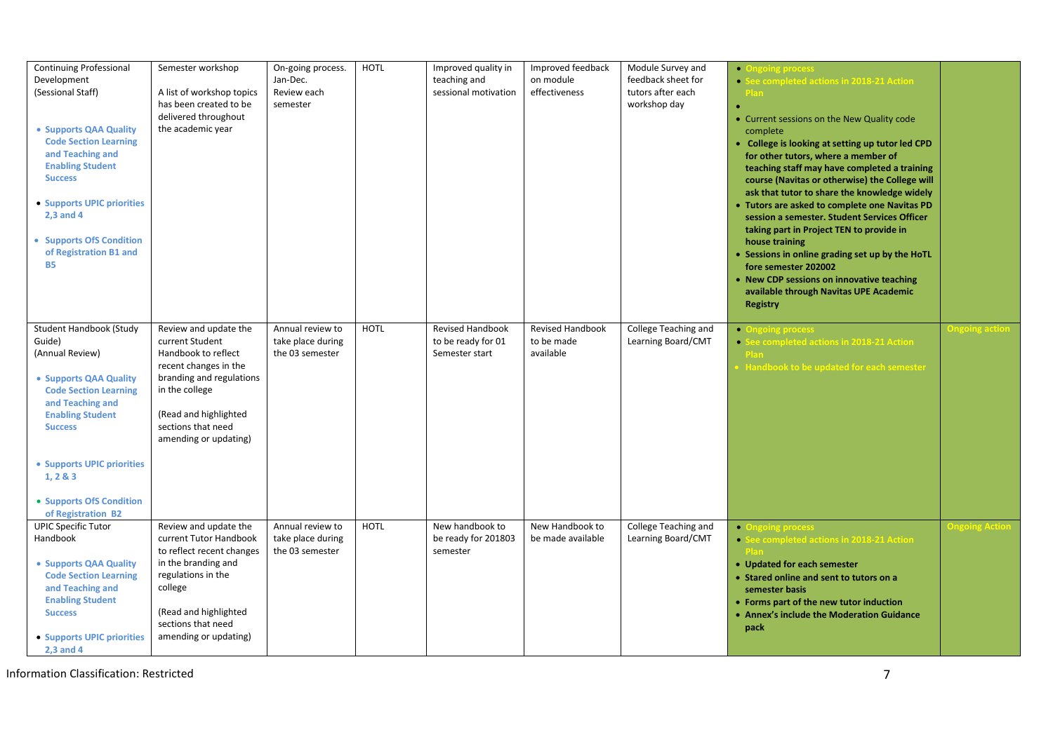| | | | | | | | | |
|---|---|---|---|---|---|---|---|---|
| Continuing Professional Development (Sessional Staff)<br><br>• **Supports QAA Quality Code Section Learning and Teaching and Enabling Student Success**<br><br>• **Supports UPIC priorities 2,3 and 4**<br><br>• **Supports OfS Condition of Registration B1 and B5** | Semester workshop<br><br>A list of workshop topics has been created to be delivered throughout the academic year | On-going process. Jan-Dec. Review each semester | HOTL | Improved quality in teaching and sessional motivation | Improved feedback on module effectiveness | Module Survey and feedback sheet for tutors after each workshop day | • **Ongoing process**<br>• **See completed actions in 2018-21 Action Plan**<br>•<br>• Current sessions on the New Quality code complete<br>• **College is looking at setting up tutor led CPD for other tutors, where a member of teaching staff may have completed a training course (Navitas or otherwise) the College will ask that tutor to share the knowledge widely**<br>• **Tutors are asked to complete one Navitas PD session a semester. Student Services Officer taking part in Project TEN to provide in house training**<br>• **Sessions in online grading set up by the HoTL fore semester 202002**<br>• **New CDP sessions on innovative teaching available through Navitas UPE Academic Registry** | |
| Student Handbook (Study Guide) (Annual Review)<br><br>• **Supports QAA Quality Code Section Learning and Teaching and Enabling Student Success**<br><br>• **Supports UPIC priorities 1, 2 & 3**<br><br>• **Supports OfS Condition of Registration B2** | Review and update the current Student Handbook to reflect recent changes in the branding and regulations in the college<br><br>(Read and highlighted sections that need amending or updating) | Annual review to take place during the 03 semester | HOTL | Revised Handbook to be ready for 01 Semester start | Revised Handbook to be made available | College Teaching and Learning Board/CMT | • **Ongoing process**<br>• **See completed actions in 2018-21 Action Plan**<br>• **Handbook to be updated for each semester** | **Ongoing action** |
| UPIC Specific Tutor Handbook<br><br>• **Supports QAA Quality Code Section Learning and Teaching and Enabling Student Success**<br><br>• **Supports UPIC priorities 2,3 and 4** | Review and update the current Tutor Handbook to reflect recent changes in the branding and regulations in the college<br><br>(Read and highlighted sections that need amending or updating) | Annual review to take place during the 03 semester | HOTL | New handbook to be ready for 201803 semester | New Handbook to be made available | College Teaching and Learning Board/CMT | • **Ongoing process**<br>• **See completed actions in 2018-21 Action Plan**<br>• **Updated for each semester**<br>• **Stared online and sent to tutors on a semester basis**<br>• **Forms part of the new tutor induction**<br>• **Annex's include the Moderation Guidance pack** | **Ongoing Action** |

Information Classification: Restricted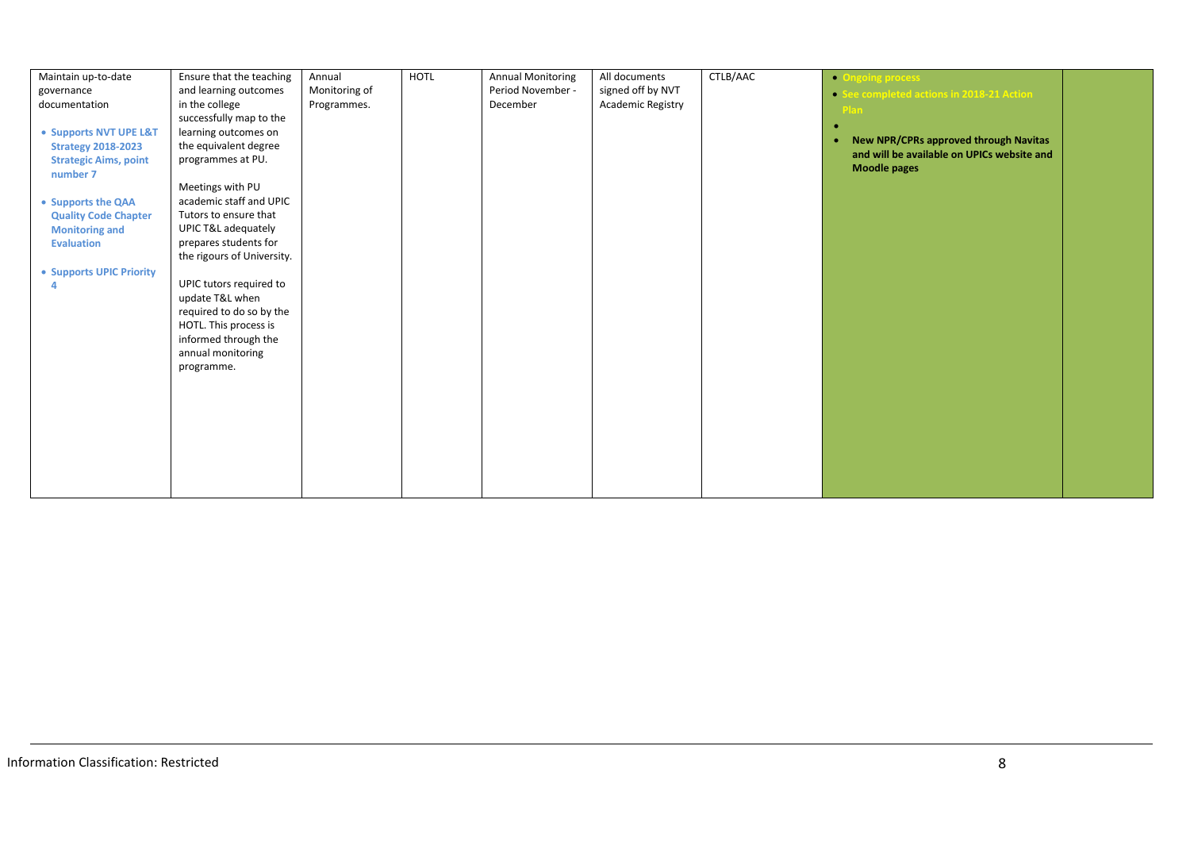| | | | | | | | | |
|---|---|---|---|---|---|---|---|---|
| Maintain up-to-date governance documentation<br><br>• **Supports NVT UPE L&T Strategy 2018-2023 Strategic Aims, point number 7**<br><br>• **Supports the QAA Quality Code Chapter Monitoring and Evaluation**<br><br>• **Supports UPIC Priority 4** | Ensure that the teaching and learning outcomes in the college successfully map to the learning outcomes on the equivalent degree programmes at PU.<br><br>Meetings with PU academic staff and UPIC Tutors to ensure that UPIC T&L adequately prepares students for the rigours of University.<br><br>UPIC tutors required to update T&L when required to do so by the HOTL. This process is informed through the annual monitoring programme. | Annual Monitoring of Programmes. | HOTL | Annual Monitoring Period November - December | All documents signed off by NVT Academic Registry | CTLB/AAC | • **Ongoing process**<br>• **See completed actions in 2018-21 Action Plan**<br>•<br>• **New NPR/CPRs approved through Navitas and will be available on UPICs website and Moodle pages** | |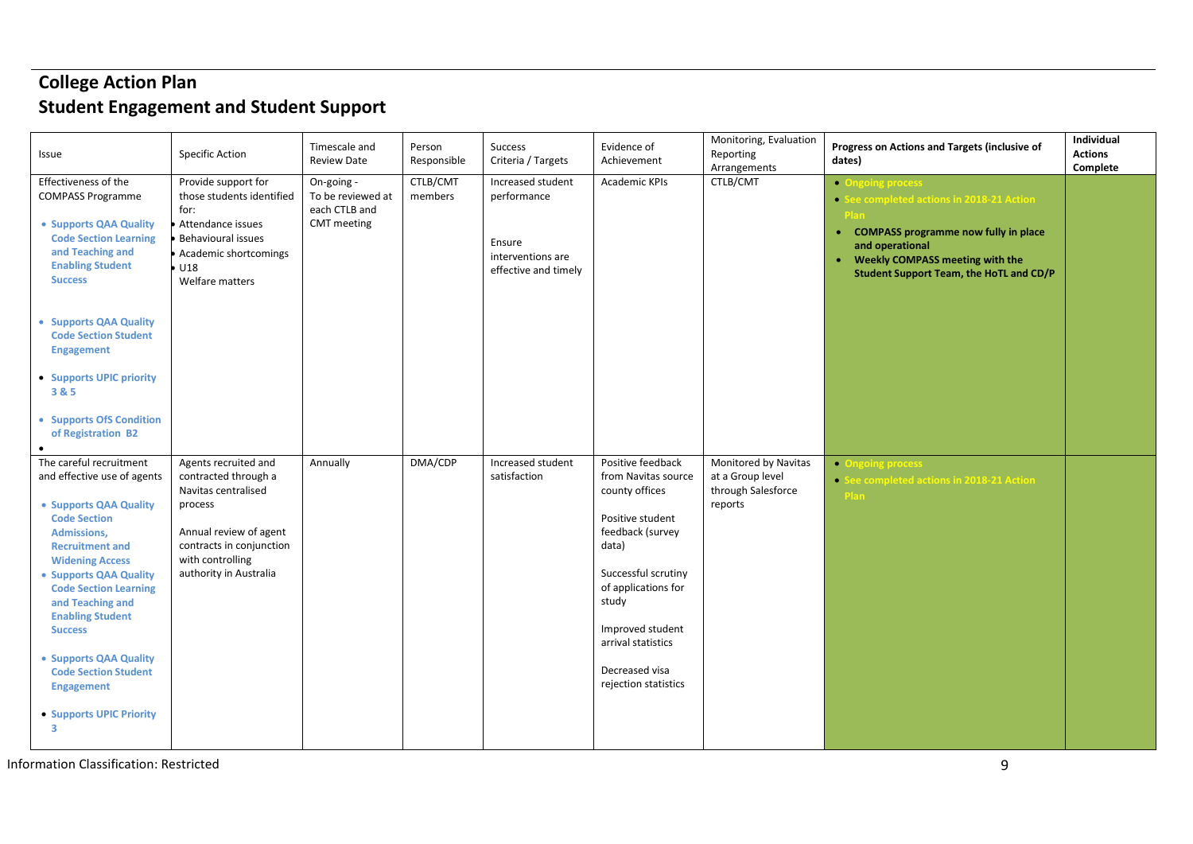# College Action Plan

## Student Engagement and Student Support

| Issue | Specific Action | Timescale and Review Date | Person Responsible | Success Criteria / Targets | Evidence of Achievement | Monitoring, Evaluation Reporting Arrangements | **Progress on Actions and Targets (inclusive of dates)** | **Individual Actions Complete** |
|---|---|---|---|---|---|---|---|---|
| Effectiveness of the COMPASS Programme<br><br>• **Supports QAA Quality Code Section Learning and Teaching and Enabling Student Success**<br><br>• **Supports QAA Quality Code Section Student Engagement**<br><br>• **Supports UPIC priority 3 & 5**<br><br>• **Supports OfS Condition of Registration B2**<br><br>• | Provide support for those students identified for:<br>• Attendance issues<br>• Behavioural issues<br>• Academic shortcomings<br>• U18<br>Welfare matters | On-going - To be reviewed at each CTLB and CMT meeting | CTLB/CMT members | Increased student performance<br><br>Ensure interventions are effective and timely | Academic KPIs | CTLB/CMT | • **Ongoing process**<br>• **See completed actions in 2018-21 Action Plan**<br>• **COMPASS programme now fully in place and operational**<br>• **Weekly COMPASS meeting with the Student Support Team, the HoTL and CD/P** | |
| The careful recruitment and effective use of agents<br><br>• **Supports QAA Quality Code Section Admissions, Recruitment and Widening Access**<br>• **Supports QAA Quality Code Section Learning and Teaching and Enabling Student Success**<br><br>• **Supports QAA Quality Code Section Student Engagement**<br><br>• **Supports UPIC Priority 3** | Agents recruited and contracted through a Navitas centralised process<br><br>Annual review of agent contracts in conjunction with controlling authority in Australia | Annually | DMA/CDP | Increased student satisfaction | Positive feedback from Navitas source county offices<br><br>Positive student feedback (survey data)<br><br>Successful scrutiny of applications for study<br><br>Improved student arrival statistics<br><br>Decreased visa rejection statistics | Monitored by Navitas at a Group level through Salesforce reports | • **Ongoing process**<br>• **See completed actions in 2018-21 Action Plan** | |

Information Classification: Restricted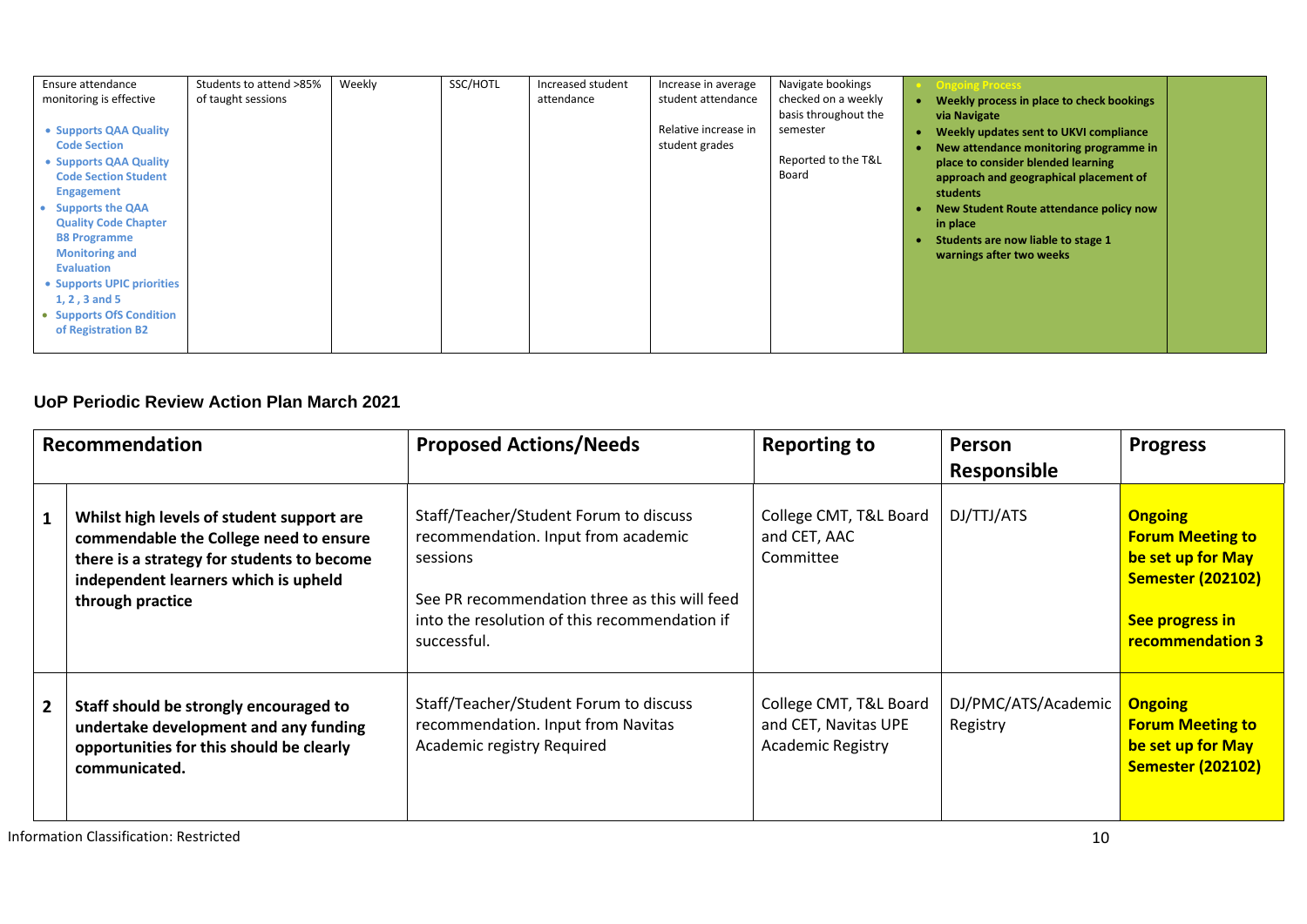| | | | | | | | | |
|---|---|---|---|---|---|---|---|---|
| Ensure attendance monitoring is effective<br><br>• **Supports QAA Quality Code Section**<br>• **Supports QAA Quality Code Section Student Engagement**<br>• **Supports the QAA Quality Code Chapter B8 Programme Monitoring and Evaluation**<br>• **Supports UPIC priorities 1, 2 , 3 and 5**<br>• **Supports OfS Condition of Registration B2** | Students to attend >85% of taught sessions | Weekly | SSC/HOTL | Increased student attendance | Increase in average student attendance<br><br>Relative increase in student grades | Navigate bookings checked on a weekly basis throughout the semester<br><br>Reported to the T&L Board | • **Ongoing Process**<br>• **Weekly process in place to check bookings via Navigate**<br>• **Weekly updates sent to UKVI compliance**<br>• **New attendance monitoring programme in place to consider blended learning approach and geographical placement of students**<br>• **New Student Route attendance policy now in place**<br>• **Students are now liable to stage 1 warnings after two weeks** | |

### UoP Periodic Review Action Plan March 2021

| | Recommendation | Proposed Actions/Needs | Reporting to | Person Responsible | Progress |
|---|---|---|---|---|---|
| 1 | **Whilst high levels of student support are commendable the College need to ensure there is a strategy for students to become independent learners which is upheld through practice** | Staff/Teacher/Student Forum to discuss recommendation. Input from academic sessions<br><br>See PR recommendation three as this will feed into the resolution of this recommendation if successful. | College CMT, T&L Board and CET, AAC Committee | DJ/TTJ/ATS | **Ongoing**<br>**Forum Meeting to be set up for May Semester (202102)**<br><br>**See progress in recommendation 3** |
| 2 | **Staff should be strongly encouraged to undertake development and any funding opportunities for this should be clearly communicated.** | Staff/Teacher/Student Forum to discuss recommendation. Input from Navitas Academic registry Required | College CMT, T&L Board and CET, Navitas UPE Academic Registry | DJ/PMC/ATS/Academic Registry | **Ongoing**<br>**Forum Meeting to be set up for May Semester (202102)** |

Information Classification: Restricted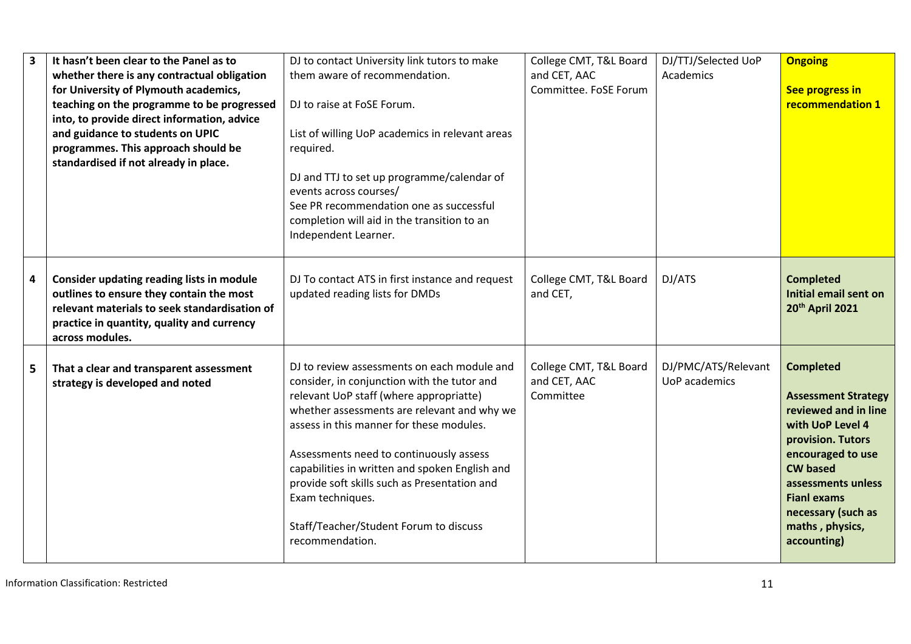| | | | | | |
|---|---|---|---|---|---|
| **3** | **It hasn't been clear to the Panel as to whether there is any contractual obligation for University of Plymouth academics, teaching on the programme to be progressed into, to provide direct information, advice and guidance to students on UPIC programmes. This approach should be standardised if not already in place.** | DJ to contact University link tutors to make them aware of recommendation.<br><br>DJ to raise at FoSE Forum.<br><br>List of willing UoP academics in relevant areas required.<br><br>DJ and TTJ to set up programme/calendar of events across courses/<br>See PR recommendation one as successful completion will aid in the transition to an Independent Learner. | College CMT, T&L Board and CET, AAC Committee. FoSE Forum | DJ/TTJ/Selected UoP Academics | **Ongoing**<br><br>**See progress in recommendation 1** |
| **4** | **Consider updating reading lists in module outlines to ensure they contain the most relevant materials to seek standardisation of practice in quantity, quality and currency across modules.** | DJ To contact ATS in first instance and request updated reading lists for DMDs | College CMT, T&L Board and CET, | DJ/ATS | **Completed**<br>**Initial email sent on 20th April 2021** |
| **5** | **That a clear and transparent assessment strategy is developed and noted** | DJ to review assessments on each module and consider, in conjunction with the tutor and relevant UoP staff (where appropriatte) whether assessments are relevant and why we assess in this manner for these modules.<br><br>Assessments need to continuously assess capabilities in written and spoken English and provide soft skills such as Presentation and Exam techniques.<br><br>Staff/Teacher/Student Forum to discuss recommendation. | College CMT, T&L Board and CET, AAC Committee | DJ/PMC/ATS/Relevant UoP academics | **Completed**<br><br>**Assessment Strategy reviewed and in line with UoP Level 4 provision. Tutors encouraged to use CW based assessments unless Fianl exams necessary (such as maths , physics, accounting)** |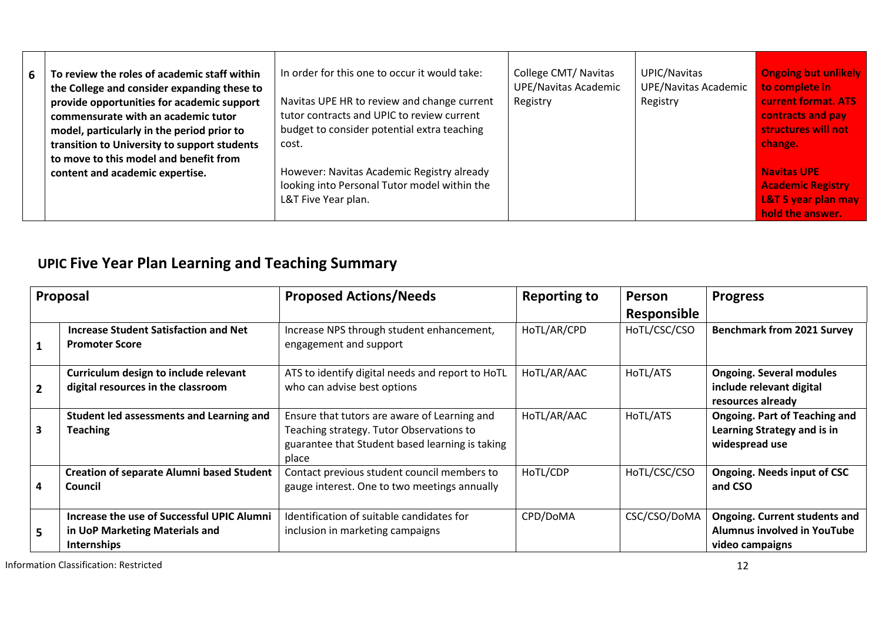| 6 | To review the roles of academic staff within the College and consider expanding these to provide opportunities for academic support commensurate with an academic tutor model, particularly in the period prior to transition to University to support students to move to this model and benefit from content and academic expertise. | In order for this one to occur it would take: Navitas UPE HR to review and change current tutor contracts and UPIC to review current budget to consider potential extra teaching cost. However: Navitas Academic Registry already looking into Personal Tutor model within the L&T Five Year plan. | College CMT/ Navitas UPE/Navitas Academic Registry | UPIC/Navitas UPE/Navitas Academic Registry | **Ongoing but unlikely to complete in current format. ATS contracts and pay structures will not change. Navitas UPE Academic Registry L&T 5 year plan may hold the answer.** |
|---|---|---|---|---|---|

## UPIC Five Year Plan Learning and Teaching Summary

| Proposal | | Proposed Actions/Needs | Reporting to | Person Responsible | Progress |
|---|---|---|---|---|---|
| 1 | **Increase Student Satisfaction and Net Promoter Score** | Increase NPS through student enhancement, engagement and support | HoTL/AR/CPD | HoTL/CSC/CSO | **Benchmark from 2021 Survey** |
| 2 | **Curriculum design to include relevant digital resources in the classroom** | ATS to identify digital needs and report to HoTL who can advise best options | HoTL/AR/AAC | HoTL/ATS | **Ongoing. Several modules include relevant digital resources already** |
| 3 | **Student led assessments and Learning and Teaching** | Ensure that tutors are aware of Learning and Teaching strategy. Tutor Observations to guarantee that Student based learning is taking place | HoTL/AR/AAC | HoTL/ATS | **Ongoing. Part of Teaching and Learning Strategy and is in widespread use** |
| 4 | **Creation of separate Alumni based Student Council** | Contact previous student council members to gauge interest. One to two meetings annually | HoTL/CDP | HoTL/CSC/CSO | **Ongoing. Needs input of CSC and CSO** |
| 5 | **Increase the use of Successful UPIC Alumni in UoP Marketing Materials and Internships** | Identification of suitable candidates for inclusion in marketing campaigns | CPD/DoMA | CSC/CSO/DoMA | **Ongoing. Current students and Alumnus involved in YouTube video campaigns** |

Information Classification: Restricted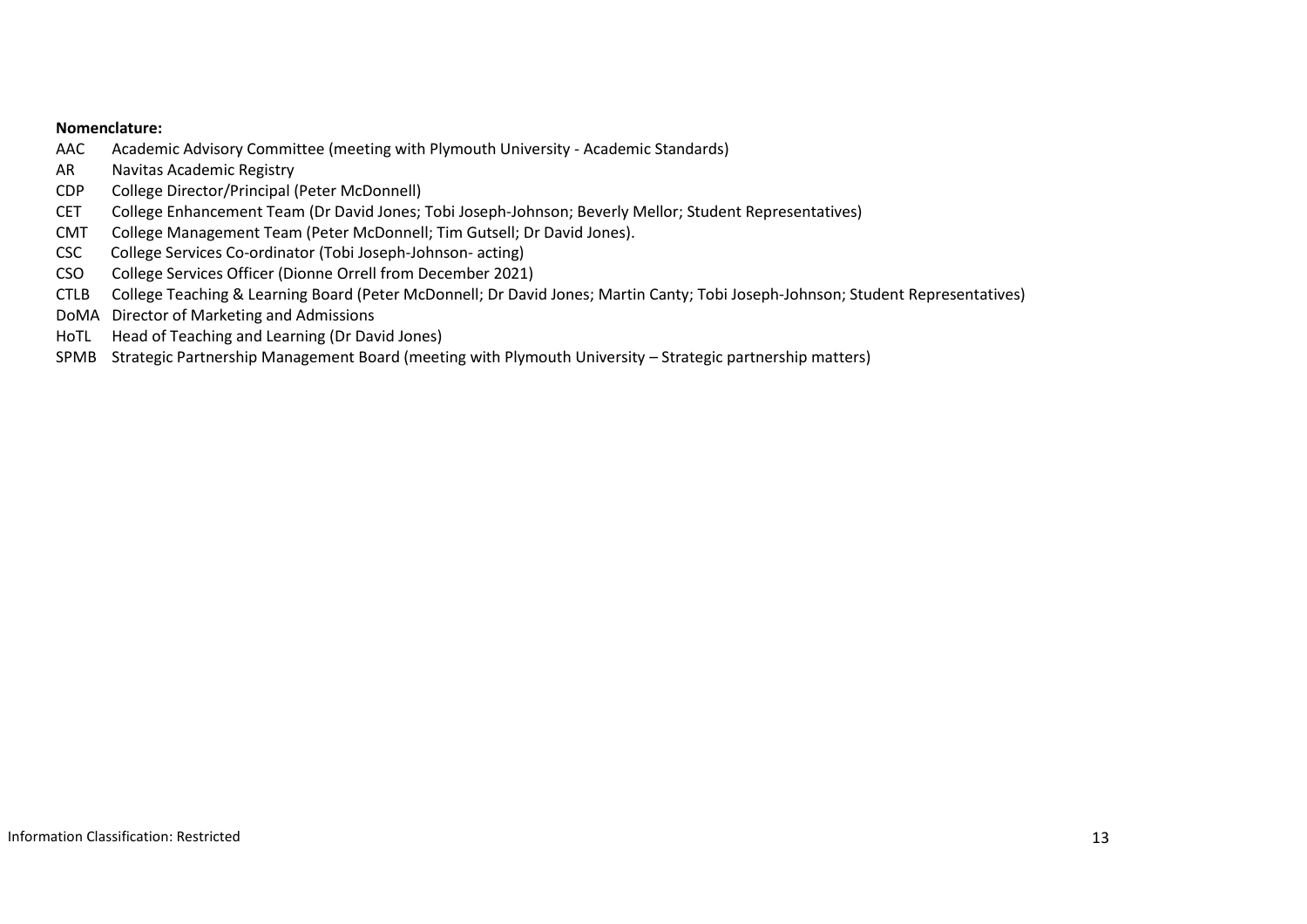**Nomenclature:**

| | |
|---|---|
| AAC | Academic Advisory Committee (meeting with Plymouth University - Academic Standards) |
| AR | Navitas Academic Registry |
| CDP | College Director/Principal (Peter McDonnell) |
| CET | College Enhancement Team (Dr David Jones; Tobi Joseph-Johnson; Beverly Mellor; Student Representatives) |
| CMT | College Management Team (Peter McDonnell; Tim Gutsell; Dr David Jones). |
| CSC | College Services Co-ordinator (Tobi Joseph-Johnson- acting) |
| CSO | College Services Officer (Dionne Orrell from December 2021) |
| CTLB | College Teaching & Learning Board (Peter McDonnell; Dr David Jones; Martin Canty; Tobi Joseph-Johnson; Student Representatives) |
| DoMA | Director of Marketing and Admissions |
| HoTL | Head of Teaching and Learning (Dr David Jones) |
| SPMB | Strategic Partnership Management Board (meeting with Plymouth University – Strategic partnership matters) |

Information Classification: Restricted